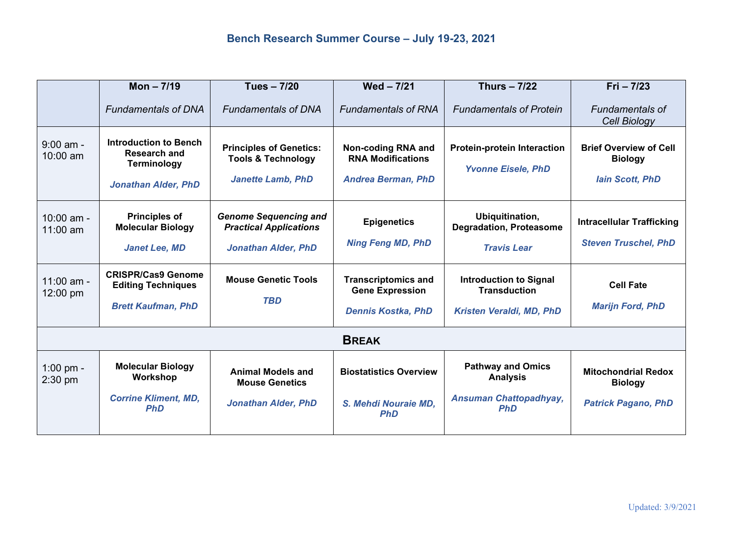# Bench Research Summer Course – July 19-23, 2021

| | **Mon – 7/19**<br>*Fundamentals of DNA* | **Tues – 7/20**<br>*Fundamentals of DNA* | **Wed – 7/21**<br>*Fundamentals of RNA* | **Thurs – 7/22**<br>*Fundamentals of Protein* | **Fri – 7/23**<br>*Fundamentals of Cell Biology* |
|---|---|---|---|---|---|
| 9:00 am - 10:00 am | **Introduction to Bench Research and Terminology**<br>***Jonathan Alder, PhD*** | **Principles of Genetics: Tools & Technology**<br>***Janette Lamb, PhD*** | **Non-coding RNA and RNA Modifications**<br>***Andrea Berman, PhD*** | **Protein-protein Interaction**<br>***Yvonne Eisele, PhD*** | **Brief Overview of Cell Biology**<br>***Iain Scott, PhD*** |
| 10:00 am - 11:00 am | **Principles of Molecular Biology**<br>***Janet Lee, MD*** | ***Genome Sequencing and Practical Applications***<br>***Jonathan Alder, PhD*** | **Epigenetics**<br>***Ning Feng MD, PhD*** | **Ubiquitination, Degradation, Proteasome**<br>***Travis Lear*** | **Intracellular Trafficking**<br>***Steven Truschel, PhD*** |
| 11:00 am - 12:00 pm | **CRISPR/Cas9 Genome Editing Techniques**<br>***Brett Kaufman, PhD*** | **Mouse Genetic Tools**<br>***TBD*** | **Transcriptomics and Gene Expression**<br>***Dennis Kostka, PhD*** | **Introduction to Signal Transduction**<br>***Kristen Veraldi, MD, PhD*** | **Cell Fate**<br>***Marijn Ford, PhD*** |
| **BREAK** | | | | | |
| 1:00 pm - 2:30 pm | **Molecular Biology Workshop**<br>***Corrine Kliment, MD, PhD*** | **Animal Models and Mouse Genetics**<br>***Jonathan Alder, PhD*** | **Biostatistics Overview**<br>***S. Mehdi Nouraie MD, PhD*** | **Pathway and Omics Analysis**<br>***Ansuman Chattopadhyay, PhD*** | **Mitochondrial Redox Biology**<br>***Patrick Pagano, PhD*** |

Updated: 3/9/2021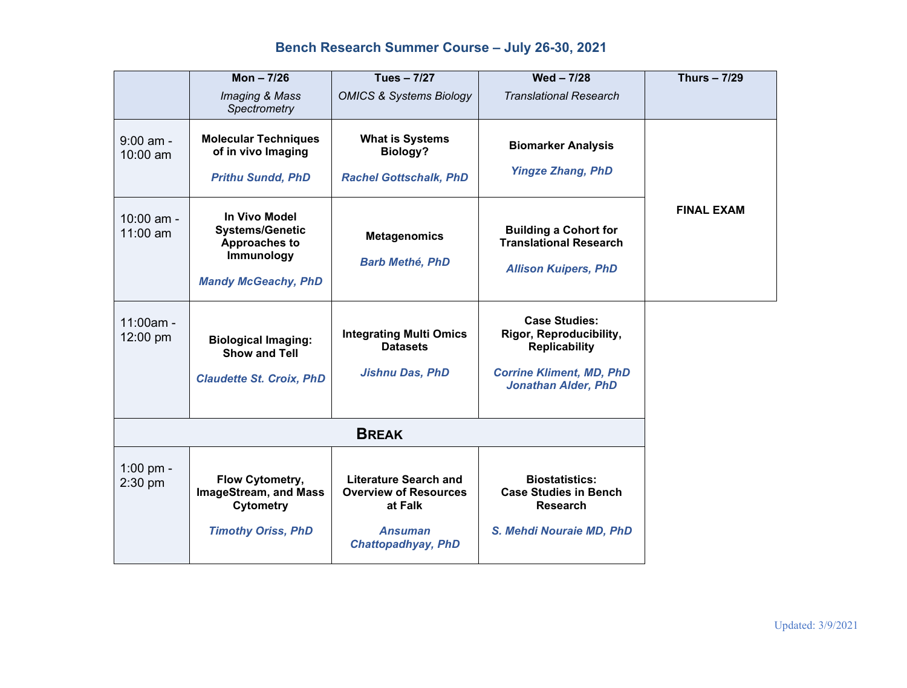## Bench Research Summer Course – July 26-30, 2021

| | Mon – 7/26<br>*Imaging & Mass Spectrometry* | Tues – 7/27<br>*OMICS & Systems Biology* | Wed – 7/28<br>*Translational Research* | Thurs – 7/29 |
|---|---|---|---|---|
| 9:00 am - 10:00 am | **Molecular Techniques of in vivo Imaging**<br>***Prithu Sundd, PhD*** | **What is Systems Biology?**<br>***Rachel Gottschalk, PhD*** | **Biomarker Analysis**<br>***Yingze Zhang, PhD*** | **FINAL EXAM** |
| 10:00 am - 11:00 am | **In Vivo Model Systems/Genetic Approaches to Immunology**<br>***Mandy McGeachy, PhD*** | **Metagenomics**<br>***Barb Methé, PhD*** | **Building a Cohort for Translational Research**<br>***Allison Kuipers, PhD*** | |
| 11:00am - 12:00 pm | **Biological Imaging: Show and Tell**<br>***Claudette St. Croix, PhD*** | **Integrating Multi Omics Datasets**<br>***Jishnu Das, PhD*** | **Case Studies: Rigor, Reproducibility, Replicability**<br>***Corrine Kliment, MD, PhD***<br>***Jonathan Alder, PhD*** | |
| **BREAK** | | | | |
| 1:00 pm - 2:30 pm | **Flow Cytometry, ImageStream, and Mass Cytometry**<br>***Timothy Oriss, PhD*** | **Literature Search and Overview of Resources at Falk**<br>***Ansuman Chattopadhyay, PhD*** | **Biostatistics: Case Studies in Bench Research**<br>***S. Mehdi Nouraie MD, PhD*** | |

Updated: 3/9/2021